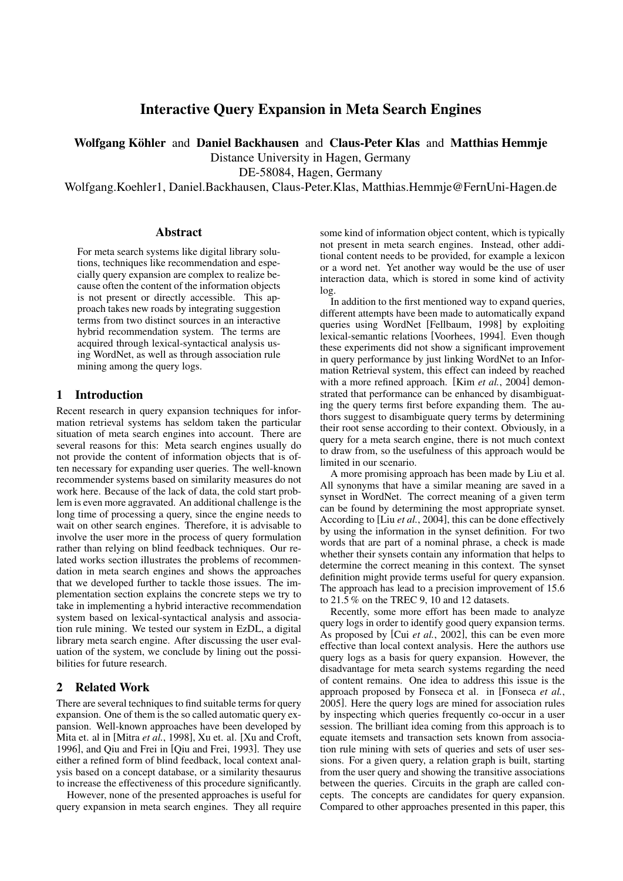# Interactive Query Expansion in Meta Search Engines

**Wolfgang Köhler** and **Daniel Backhausen** and **Claus-Peter Klas** and **Matthias Hemmje**
Distance University in Hagen, Germany
DE-58084, Hagen, Germany
Wolfgang.Koehler1, Daniel.Backhausen, Claus-Peter.Klas, Matthias.Hemmje@FernUni-Hagen.de

## Abstract

For meta search systems like digital library solutions, techniques like recommendation and especially query expansion are complex to realize because often the content of the information objects is not present or directly accessible. This approach takes new roads by integrating suggestion terms from two distinct sources in an interactive hybrid recommendation system. The terms are acquired through lexical-syntactical analysis using WordNet, as well as through association rule mining among the query logs.

## 1 Introduction

Recent research in query expansion techniques for information retrieval systems has seldom taken the particular situation of meta search engines into account. There are several reasons for this: Meta search engines usually do not provide the content of information objects that is often necessary for expanding user queries. The well-known recommender systems based on similarity measures do not work here. Because of the lack of data, the cold start problem is even more aggravated. An additional challenge is the long time of processing a query, since the engine needs to wait on other search engines. Therefore, it is advisable to involve the user more in the process of query formulation rather than relying on blind feedback techniques. Our related works section illustrates the problems of recommendation in meta search engines and shows the approaches that we developed further to tackle those issues. The implementation section explains the concrete steps we try to take in implementing a hybrid interactive recommendation system based on lexical-syntactical analysis and association rule mining. We tested our system in EzDL, a digital library meta search engine. After discussing the user evaluation of the system, we conclude by lining out the possibilities for future research.

## 2 Related Work

There are several techniques to find suitable terms for query expansion. One of them is the so called automatic query expansion. Well-known approaches have been developed by Mita et. al in [Mitra *et al.*, 1998], Xu et. al. [Xu and Croft, 1996], and Qiu and Frei in [Qiu and Frei, 1993]. They use either a refined form of blind feedback, local context analysis based on a concept database, or a similarity thesaurus to increase the effectiveness of this procedure significantly.

However, none of the presented approaches is useful for query expansion in meta search engines. They all require some kind of information object content, which is typically not present in meta search engines. Instead, other additional content needs to be provided, for example a lexicon or a word net. Yet another way would be the use of user interaction data, which is stored in some kind of activity log.

In addition to the first mentioned way to expand queries, different attempts have been made to automatically expand queries using WordNet [Fellbaum, 1998] by exploiting lexical-semantic relations [Voorhees, 1994]. Even though these experiments did not show a significant improvement in query performance by just linking WordNet to an Information Retrieval system, this effect can indeed by reached with a more refined approach. [Kim *et al.*, 2004] demonstrated that performance can be enhanced by disambiguating the query terms first before expanding them. The authors suggest to disambiguate query terms by determining their root sense according to their context. Obviously, in a query for a meta search engine, there is not much context to draw from, so the usefulness of this approach would be limited in our scenario.

A more promising approach has been made by Liu et al. All synonyms that have a similar meaning are saved in a synset in WordNet. The correct meaning of a given term can be found by determining the most appropriate synset. According to [Liu *et al.*, 2004], this can be done effectively by using the information in the synset definition. For two words that are part of a nominal phrase, a check is made whether their synsets contain any information that helps to determine the correct meaning in this context. The synset definition might provide terms useful for query expansion. The approach has lead to a precision improvement of 15.6 to 21.5 % on the TREC 9, 10 and 12 datasets.

Recently, some more effort has been made to analyze query logs in order to identify good query expansion terms. As proposed by [Cui *et al.*, 2002], this can be even more effective than local context analysis. Here the authors use query logs as a basis for query expansion. However, the disadvantage for meta search systems regarding the need of content remains. One idea to address this issue is the approach proposed by Fonseca et al. in [Fonseca *et al.*, 2005]. Here the query logs are mined for association rules by inspecting which queries frequently co-occur in a user session. The brilliant idea coming from this approach is to equate itemsets and transaction sets known from association rule mining with sets of queries and sets of user sessions. For a given query, a relation graph is built, starting from the user query and showing the transitive associations between the queries. Circuits in the graph are called concepts. The concepts are candidates for query expansion. Compared to other approaches presented in this paper, this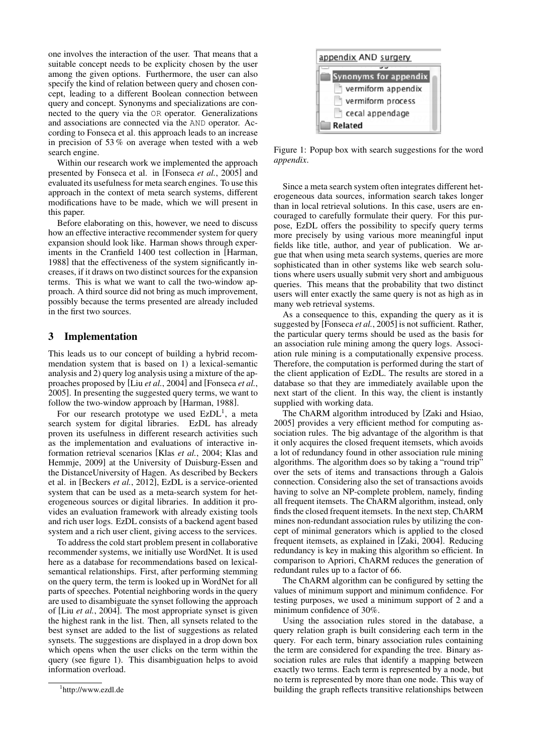one involves the interaction of the user. That means that a suitable concept needs to be explicity chosen by the user among the given options. Furthermore, the user can also specify the kind of relation between query and chosen concept, leading to a different Boolean connection between query and concept. Synonyms and specializations are connected to the query via the `OR` operator. Generalizations and associations are connected via the `AND` operator. According to Fonseca et al. this approach leads to an increase in precision of 53 % on average when tested with a web search engine.

Within our research work we implemented the approach presented by Fonseca et al. in [Fonseca *et al.*, 2005] and evaluated its usefulness for meta search engines. To use this approach in the context of meta search systems, different modifications have to be made, which we will present in this paper.

Before elaborating on this, however, we need to discuss how an effective interactive recommender system for query expansion should look like. Harman shows through experiments in the Cranfield 1400 test collection in [Harman, 1988] that the effectiveness of the system significantly increases, if it draws on two distinct sources for the expansion terms. This is what we want to call the two-window approach. A third source did not bring as much improvement, possibly because the terms presented are already included in the first two sources.

## 3 Implementation

This leads us to our concept of building a hybrid recommendation system that is based on 1) a lexical-semantic analysis and 2) query log analysis using a mixture of the approaches proposed by [Liu *et al.*, 2004] and [Fonseca *et al.*, 2005]. In presenting the suggested query terms, we want to follow the two-window approach by [Harman, 1988].

For our research prototype we used EzDL[1], a meta search system for digital libraries. EzDL has already proven its usefulness in different research activities such as the implementation and evaluations of interactive information retrieval scenarios [Klas *et al.*, 2004; Klas and Hemmje, 2009] at the University of Duisburg-Essen and the DistanceUniversity of Hagen. As described by Beckers et al. in [Beckers *et al.*, 2012], EzDL is a service-oriented system that can be used as a meta-search system for heterogeneous sources or digital libraries. In addition it provides an evaluation framework with already existing tools and rich user logs. EzDL consists of a backend agent based system and a rich user client, giving access to the services.

To address the cold start problem present in collaborative recommender systems, we initially use WordNet. It is used here as a database for recommendations based on lexical-semantical relationships. First, after performing stemming on the query term, the term is looked up in WordNet for all parts of speeches. Potential neighboring words in the query are used to disambiguate the synset following the approach of [Liu *et al.*, 2004]. The most appropriate synset is given the highest rank in the list. Then, all synsets related to the best synset are added to the list of suggestions as related synsets. The suggestions are displayed in a drop down box which opens when the user clicks on the term within the query (see figure 1). This disambiguation helps to avoid information overload.

[1]http://www.ezdl.de

appendix AND surgery

- Synonyms for appendix
  - vermiform appendix
  - vermiform process
  - cecal appendage
- Related

Figure 1: Popup box with search suggestions for the word *appendix*.

Since a meta search system often integrates different heterogeneous data sources, information search takes longer than in local retrieval solutions. In this case, users are encouraged to carefully formulate their query. For this purpose, EzDL offers the possibility to specify query terms more precisely by using various more meaningful input fields like title, author, and year of publication. We argue that when using meta search systems, queries are more sophisticated than in other systems like web search solutions where users usually submit very short and ambiguous queries. This means that the probability that two distinct users will enter exactly the same query is not as high as in many web retrieval systems.

As a consequence to this, expanding the query as it is suggested by [Fonseca *et al.*, 2005] is not sufficient. Rather, the particular query terms should be used as the basis for an association rule mining among the query logs. Association rule mining is a computationally expensive process. Therefore, the computation is performed during the start of the client application of EzDL. The results are stored in a database so that they are immediately available upon the next start of the client. In this way, the client is instantly supplied with working data.

The ChARM algorithm introduced by [Zaki and Hsiao, 2005] provides a very efficient method for computing association rules. The big advantage of the algorithm is that it only acquires the closed frequent itemsets, which avoids a lot of redundancy found in other association rule mining algorithms. The algorithm does so by taking a "round trip" over the sets of items and transactions through a Galois connection. Considering also the set of transactions avoids having to solve an NP-complete problem, namely, finding all frequent itemsets. The ChARM algorithm, instead, only finds the closed frequent itemsets. In the next step, ChARM mines non-redundant association rules by utilizing the concept of minimal generators which is applied to the closed frequent itemsets, as explained in [Zaki, 2004]. Reducing redundancy is key in making this algorithm so efficient. In comparison to Apriori, ChARM reduces the generation of redundant rules up to a factor of 66.

The ChARM algorithm can be configured by setting the values of minimum support and minimum confidence. For testing purposes, we used a minimum support of 2 and a minimum confidence of 30%.

Using the association rules stored in the database, a query relation graph is built considering each term in the query. For each term, binary association rules containing the term are considered for expanding the tree. Binary association rules are rules that identify a mapping between exactly two terms. Each term is represented by a node, but no term is represented by more than one node. This way of building the graph reflects transitive relationships between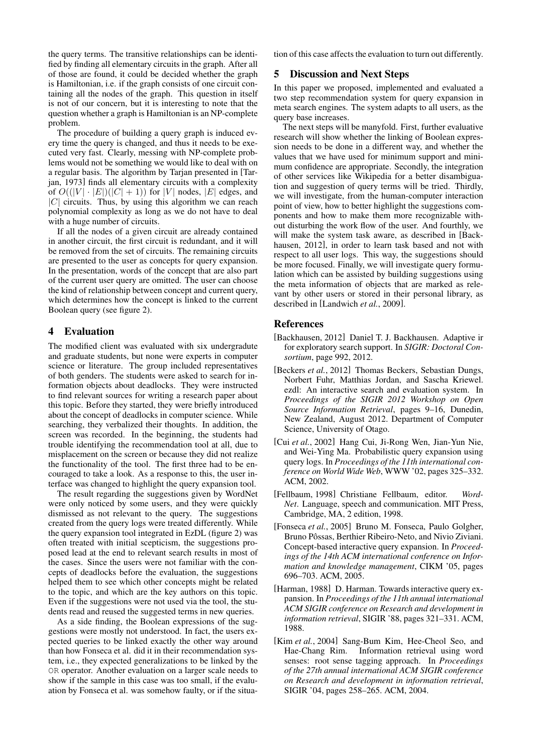the query terms. The transitive relationships can be identified by finding all elementary circuits in the graph. After all of those are found, it could be decided whether the graph is Hamiltonian, i.e. if the graph consists of one circuit containing all the nodes of the graph. This question in itself is not of our concern, but it is interesting to note that the question whether a graph is Hamiltonian is an NP-complete problem.

The procedure of building a query graph is induced every time the query is changed, and thus it needs to be executed very fast. Clearly, messing with NP-complete problems would not be something we would like to deal with on a regular basis. The algorithm by Tarjan presented in [Tarjan, 1973] finds all elementary circuits with a complexity of $O((|V| \cdot |E|)(|C| + 1))$ for $|V|$ nodes, $|E|$ edges, and $|C|$ circuits. Thus, by using this algorithm we can reach polynomial complexity as long as we do not have to deal with a huge number of circuits.

If all the nodes of a given circuit are already contained in another circuit, the first circuit is redundant, and it will be removed from the set of circuits. The remaining circuits are presented to the user as concepts for query expansion. In the presentation, words of the concept that are also part of the current user query are omitted. The user can choose the kind of relationship between concept and current query, which determines how the concept is linked to the current Boolean query (see figure 2).

## 4 Evaluation

The modified client was evaluated with six undergradute and graduate students, but none were experts in computer science or literature. The group included representatives of both genders. The students were asked to search for information objects about deadlocks. They were instructed to find relevant sources for writing a research paper about this topic. Before they started, they were briefly introduced about the concept of deadlocks in computer science. While searching, they verbalized their thoughts. In addition, the screen was recorded. In the beginning, the students had trouble identifying the recommendation tool at all, due to misplacement on the screen or because they did not realize the functionality of the tool. The first three had to be encouraged to take a look. As a response to this, the user interface was changed to highlight the query expansion tool.

The result regarding the suggestions given by WordNet were only noticed by some users, and they were quickly dismissed as not relevant to the query. The suggestions created from the query logs were treated differently. While the query expansion tool integrated in EzDL (figure 2) was often treated with initial scepticism, the suggestions proposed lead at the end to relevant search results in most of the cases. Since the users were not familiar with the concepts of deadlocks before the evaluation, the suggestions helped them to see which other concepts might be related to the topic, and which are the key authors on this topic. Even if the suggestions were not used via the tool, the students read and reused the suggested terms in new queries.

As a side finding, the Boolean expressions of the suggestions were mostly not understood. In fact, the users expected queries to be linked exactly the other way around than how Fonseca et al. did it in their recommendation system, i.e., they expected generalizations to be linked by the `OR` operator. Another evaluation on a larger scale needs to show if the sample in this case was too small, if the evaluation by Fonseca et al. was somehow faulty, or if the situation of this case affects the evaluation to turn out differently.

## 5 Discussion and Next Steps

In this paper we proposed, implemented and evaluated a two step recommendation system for query expansion in meta search engines. The system adapts to all users, as the query base increases.

The next steps will be manyfold. First, further evaluative research will show whether the linking of Boolean expression needs to be done in a different way, and whether the values that we have used for minimum support and minimum confidence are appropriate. Secondly, the integration of other services like Wikipedia for a better disambiguation and suggestion of query terms will be tried. Thirdly, we will investigate, from the human-computer interaction point of view, how to better highlight the suggestions components and how to make them more recognizable without disturbing the work flow of the user. And fourthly, we will make the system task aware, as described in [Backhausen, 2012], in order to learn task based and not with respect to all user logs. This way, the suggestions should be more focused. Finally, we will investigate query formulation which can be assisted by building suggestions using the meta information of objects that are marked as relevant by other users or stored in their personal library, as described in [Landwich *et al.*, 2009].

## References

[Backhausen, 2012] Daniel T. J. Backhausen. Adaptive ir for exploratory search support. In *SIGIR: Doctoral Consortium*, page 992, 2012.

[Beckers *et al.*, 2012] Thomas Beckers, Sebastian Dungs, Norbert Fuhr, Matthias Jordan, and Sascha Kriewel. ezdl: An interactive search and evaluation system. In *Proceedings of the SIGIR 2012 Workshop on Open Source Information Retrieval*, pages 9–16, Dunedin, New Zealand, August 2012. Department of Computer Science, University of Otago.

[Cui *et al.*, 2002] Hang Cui, Ji-Rong Wen, Jian-Yun Nie, and Wei-Ying Ma. Probabilistic query expansion using query logs. In *Proceedings of the 11th international conference on World Wide Web*, WWW '02, pages 325–332. ACM, 2002.

[Fellbaum, 1998] Christiane Fellbaum, editor. *WordNet*. Language, speech and communication. MIT Press, Cambridge, MA, 2 edition, 1998.

[Fonseca *et al.*, 2005] Bruno M. Fonseca, Paulo Golgher, Bruno Pôssas, Berthier Ribeiro-Neto, and Nivio Ziviani. Concept-based interactive query expansion. In *Proceedings of the 14th ACM international conference on Information and knowledge management*, CIKM '05, pages 696–703. ACM, 2005.

[Harman, 1988] D. Harman. Towards interactive query expansion. In *Proceedings of the 11th annual international ACM SIGIR conference on Research and development in information retrieval*, SIGIR '88, pages 321–331. ACM, 1988.

[Kim *et al.*, 2004] Sang-Bum Kim, Hee-Cheol Seo, and Hae-Chang Rim. Information retrieval using word senses: root sense tagging approach. In *Proceedings of the 27th annual international ACM SIGIR conference on Research and development in information retrieval*, SIGIR '04, pages 258–265. ACM, 2004.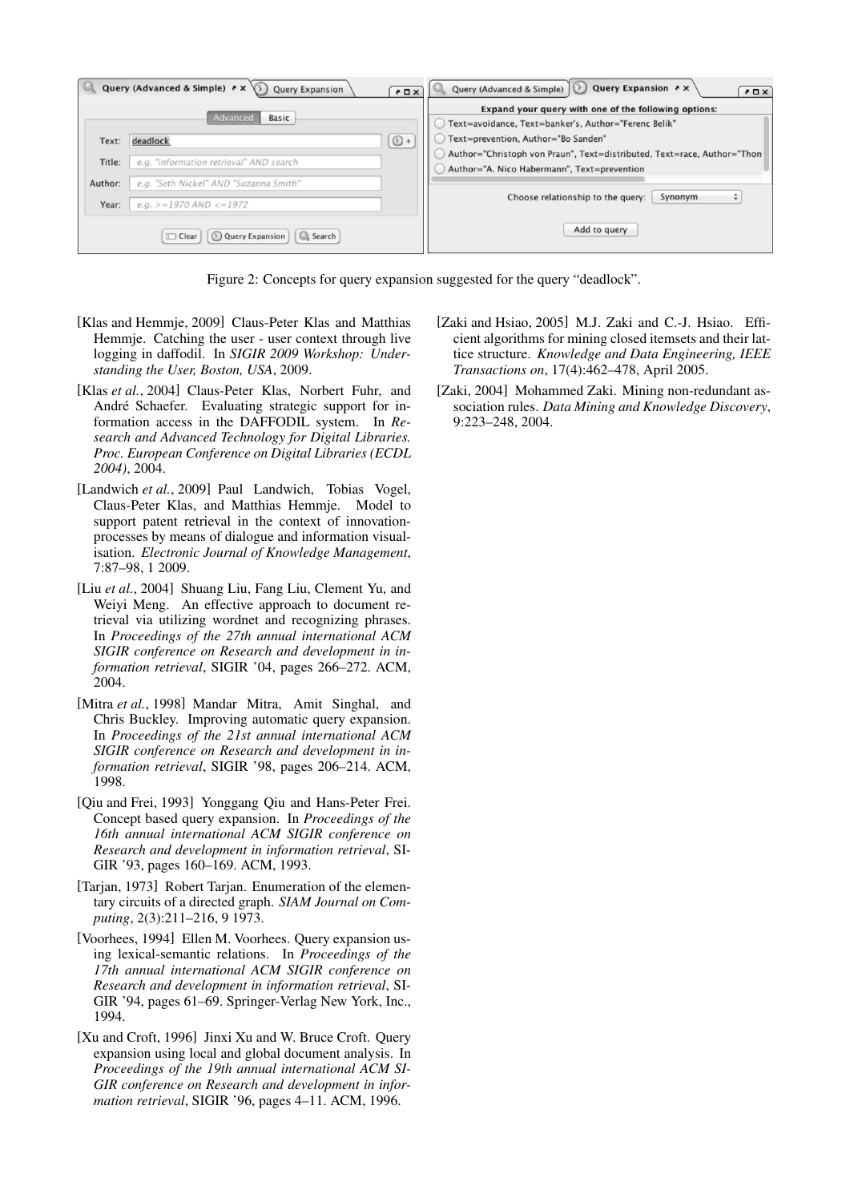Figure 2: Concepts for query expansion suggested for the query "deadlock".

[Klas and Hemmje, 2009] Claus-Peter Klas and Matthias Hemmje. Catching the user - user context through live logging in daffodil. In *SIGIR 2009 Workshop: Understanding the User, Boston, USA*, 2009.

[Klas *et al.*, 2004] Claus-Peter Klas, Norbert Fuhr, and André Schaefer. Evaluating strategic support for information access in the DAFFODIL system. In *Research and Advanced Technology for Digital Libraries. Proc. European Conference on Digital Libraries (ECDL 2004)*, 2004.

[Landwich *et al.*, 2009] Paul Landwich, Tobias Vogel, Claus-Peter Klas, and Matthias Hemmje. Model to support patent retrieval in the context of innovation-processes by means of dialogue and information visualisation. *Electronic Journal of Knowledge Management*, 7:87–98, 1 2009.

[Liu *et al.*, 2004] Shuang Liu, Fang Liu, Clement Yu, and Weiyi Meng. An effective approach to document retrieval via utilizing wordnet and recognizing phrases. In *Proceedings of the 27th annual international ACM SIGIR conference on Research and development in information retrieval*, SIGIR '04, pages 266–272. ACM, 2004.

[Mitra *et al.*, 1998] Mandar Mitra, Amit Singhal, and Chris Buckley. Improving automatic query expansion. In *Proceedings of the 21st annual international ACM SIGIR conference on Research and development in information retrieval*, SIGIR '98, pages 206–214. ACM, 1998.

[Qiu and Frei, 1993] Yonggang Qiu and Hans-Peter Frei. Concept based query expansion. In *Proceedings of the 16th annual international ACM SIGIR conference on Research and development in information retrieval*, SIGIR '93, pages 160–169. ACM, 1993.

[Tarjan, 1973] Robert Tarjan. Enumeration of the elementary circuits of a directed graph. *SIAM Journal on Computing*, 2(3):211–216, 9 1973.

[Voorhees, 1994] Ellen M. Voorhees. Query expansion using lexical-semantic relations. In *Proceedings of the 17th annual international ACM SIGIR conference on Research and development in information retrieval*, SIGIR '94, pages 61–69. Springer-Verlag New York, Inc., 1994.

[Xu and Croft, 1996] Jinxi Xu and W. Bruce Croft. Query expansion using local and global document analysis. In *Proceedings of the 19th annual international ACM SIGIR conference on Research and development in information retrieval*, SIGIR '96, pages 4–11. ACM, 1996.

[Zaki and Hsiao, 2005] M.J. Zaki and C.-J. Hsiao. Efficient algorithms for mining closed itemsets and their lattice structure. *Knowledge and Data Engineering, IEEE Transactions on*, 17(4):462–478, April 2005.

[Zaki, 2004] Mohammed Zaki. Mining non-redundant association rules. *Data Mining and Knowledge Discovery*, 9:223–248, 2004.